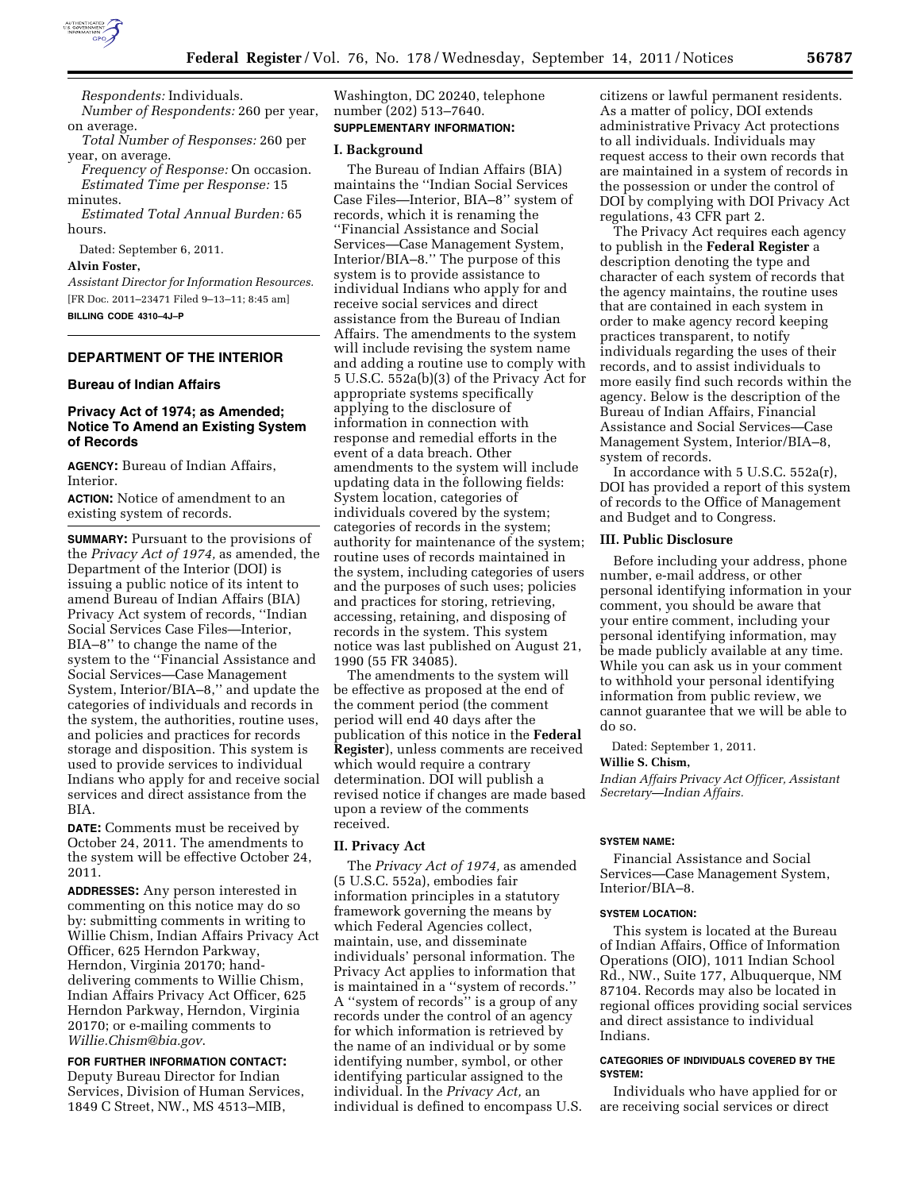*Respondents:* Individuals.

*Number of Respondents:* 260 per year, on average.

*Total Number of Responses:* 260 per year, on average.

*Frequency of Response:* On occasion.

*Estimated Time per Response:* 15 minutes.

*Estimated Total Annual Burden:* 65 hours.

Dated: September 6, 2011.

**Alvin Foster,**

*Assistant Director for Information Resources.*

[FR Doc. 2011–23471 Filed 9–13–11; 8:45 am]

**BILLING CODE 4310–4J–P**

## DEPARTMENT OF THE INTERIOR

### Bureau of Indian Affairs

### Privacy Act of 1974; as Amended; Notice To Amend an Existing System of Records

**AGENCY:** Bureau of Indian Affairs, Interior.

**ACTION:** Notice of amendment to an existing system of records.

**SUMMARY:** Pursuant to the provisions of the *Privacy Act of 1974,* as amended, the Department of the Interior (DOI) is issuing a public notice of its intent to amend Bureau of Indian Affairs (BIA) Privacy Act system of records, ''Indian Social Services Case Files—Interior, BIA–8'' to change the name of the system to the ''Financial Assistance and Social Services—Case Management System, Interior/BIA–8,'' and update the categories of individuals and records in the system, the authorities, routine uses, and policies and practices for records storage and disposition. This system is used to provide services to individual Indians who apply for and receive social services and direct assistance from the BIA.

**DATE:** Comments must be received by October 24, 2011. The amendments to the system will be effective October 24, 2011.

**ADDRESSES:** Any person interested in commenting on this notice may do so by: submitting comments in writing to Willie Chism, Indian Affairs Privacy Act Officer, 625 Herndon Parkway, Herndon, Virginia 20170; hand-delivering comments to Willie Chism, Indian Affairs Privacy Act Officer, 625 Herndon Parkway, Herndon, Virginia 20170; or e-mailing comments to *Willie.Chism@bia.gov*.

**FOR FURTHER INFORMATION CONTACT:** Deputy Bureau Director for Indian Services, Division of Human Services, 1849 C Street, NW., MS 4513–MIB, Washington, DC 20240, telephone number (202) 513–7640.

**SUPPLEMENTARY INFORMATION:**

**I. Background**

The Bureau of Indian Affairs (BIA) maintains the ''Indian Social Services Case Files—Interior, BIA–8'' system of records, which it is renaming the ''Financial Assistance and Social Services—Case Management System, Interior/BIA–8.'' The purpose of this system is to provide assistance to individual Indians who apply for and receive social services and direct assistance from the Bureau of Indian Affairs. The amendments to the system will include revising the system name and adding a routine use to comply with 5 U.S.C. 552a(b)(3) of the Privacy Act for appropriate systems specifically applying to the disclosure of information in connection with response and remedial efforts in the event of a data breach. Other amendments to the system will include updating data in the following fields: System location, categories of individuals covered by the system; categories of records in the system; authority for maintenance of the system; routine uses of records maintained in the system, including categories of users and the purposes of such uses; policies and practices for storing, retrieving, accessing, retaining, and disposing of records in the system. This system notice was last published on August 21, 1990 (55 FR 34085).

The amendments to the system will be effective as proposed at the end of the comment period (the comment period will end 40 days after the publication of this notice in the **Federal Register**), unless comments are received which would require a contrary determination. DOI will publish a revised notice if changes are made based upon a review of the comments received.

**II. Privacy Act**

The *Privacy Act of 1974,* as amended (5 U.S.C. 552a), embodies fair information principles in a statutory framework governing the means by which Federal Agencies collect, maintain, use, and disseminate individuals' personal information. The Privacy Act applies to information that is maintained in a ''system of records.'' A ''system of records'' is a group of any records under the control of an agency for which information is retrieved by the name of an individual or by some identifying number, symbol, or other identifying particular assigned to the individual. In the *Privacy Act,* an individual is defined to encompass U.S. citizens or lawful permanent residents. As a matter of policy, DOI extends administrative Privacy Act protections to all individuals. Individuals may request access to their own records that are maintained in a system of records in the possession or under the control of DOI by complying with DOI Privacy Act regulations, 43 CFR part 2.

The Privacy Act requires each agency to publish in the **Federal Register** a description denoting the type and character of each system of records that the agency maintains, the routine uses that are contained in each system in order to make agency record keeping practices transparent, to notify individuals regarding the uses of their records, and to assist individuals to more easily find such records within the agency. Below is the description of the Bureau of Indian Affairs, Financial Assistance and Social Services—Case Management System, Interior/BIA–8, system of records.

In accordance with 5 U.S.C. 552a(r), DOI has provided a report of this system of records to the Office of Management and Budget and to Congress.

**III. Public Disclosure**

Before including your address, phone number, e-mail address, or other personal identifying information in your comment, you should be aware that your entire comment, including your personal identifying information, may be made publicly available at any time. While you can ask us in your comment to withhold your personal identifying information from public review, we cannot guarantee that we will be able to do so.

Dated: September 1, 2011.

**Willie S. Chism,**

*Indian Affairs Privacy Act Officer, Assistant Secretary—Indian Affairs.*

**SYSTEM NAME:**

Financial Assistance and Social Services—Case Management System, Interior/BIA–8.

**SYSTEM LOCATION:**

This system is located at the Bureau of Indian Affairs, Office of Information Operations (OIO), 1011 Indian School Rd., NW., Suite 177, Albuquerque, NM 87104. Records may also be located in regional offices providing social services and direct assistance to individual Indians.

**CATEGORIES OF INDIVIDUALS COVERED BY THE SYSTEM:**

Individuals who have applied for or are receiving social services or direct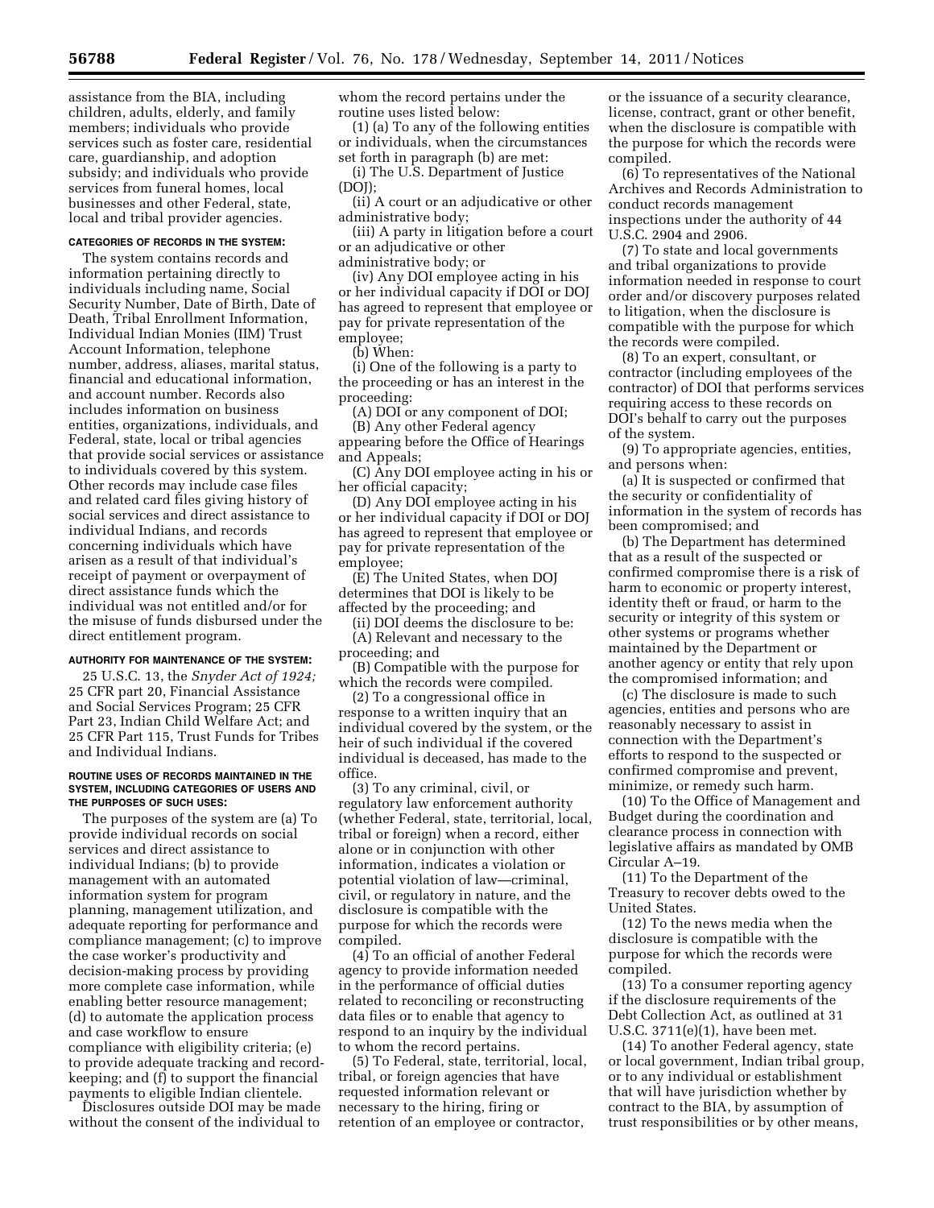assistance from the BIA, including children, adults, elderly, and family members; individuals who provide services such as foster care, residential care, guardianship, and adoption subsidy; and individuals who provide services from funeral homes, local businesses and other Federal, state, local and tribal provider agencies.

#### CATEGORIES OF RECORDS IN THE SYSTEM:

The system contains records and information pertaining directly to individuals including name, Social Security Number, Date of Birth, Date of Death, Tribal Enrollment Information, Individual Indian Monies (IIM) Trust Account Information, telephone number, address, aliases, marital status, financial and educational information, and account number. Records also includes information on business entities, organizations, individuals, and Federal, state, local or tribal agencies that provide social services or assistance to individuals covered by this system. Other records may include case files and related card files giving history of social services and direct assistance to individual Indians, and records concerning individuals which have arisen as a result of that individual's receipt of payment or overpayment of direct assistance funds which the individual was not entitled and/or for the misuse of funds disbursed under the direct entitlement program.

#### AUTHORITY FOR MAINTENANCE OF THE SYSTEM:

25 U.S.C. 13, the *Snyder Act of 1924;* 25 CFR part 20, Financial Assistance and Social Services Program; 25 CFR Part 23, Indian Child Welfare Act; and 25 CFR Part 115, Trust Funds for Tribes and Individual Indians.

#### ROUTINE USES OF RECORDS MAINTAINED IN THE SYSTEM, INCLUDING CATEGORIES OF USERS AND THE PURPOSES OF SUCH USES:

The purposes of the system are (a) To provide individual records on social services and direct assistance to individual Indians; (b) to provide management with an automated information system for program planning, management utilization, and adequate reporting for performance and compliance management; (c) to improve the case worker's productivity and decision-making process by providing more complete case information, while enabling better resource management; (d) to automate the application process and case workflow to ensure compliance with eligibility criteria; (e) to provide adequate tracking and record-keeping; and (f) to support the financial payments to eligible Indian clientele.

Disclosures outside DOI may be made without the consent of the individual to whom the record pertains under the routine uses listed below:

(1) (a) To any of the following entities or individuals, when the circumstances set forth in paragraph (b) are met:

(i) The U.S. Department of Justice (DOJ);

(ii) A court or an adjudicative or other administrative body;

(iii) A party in litigation before a court or an adjudicative or other administrative body; or

(iv) Any DOI employee acting in his or her individual capacity if DOI or DOJ has agreed to represent that employee or pay for private representation of the employee;

(b) When:

(i) One of the following is a party to the proceeding or has an interest in the proceeding:

(A) DOI or any component of DOI;

(B) Any other Federal agency appearing before the Office of Hearings and Appeals;

(C) Any DOI employee acting in his or her official capacity;

(D) Any DOI employee acting in his or her individual capacity if DOI or DOJ has agreed to represent that employee or pay for private representation of the employee;

(E) The United States, when DOJ determines that DOI is likely to be affected by the proceeding; and

(ii) DOI deems the disclosure to be:

(A) Relevant and necessary to the proceeding; and

(B) Compatible with the purpose for which the records were compiled.

(2) To a congressional office in response to a written inquiry that an individual covered by the system, or the heir of such individual if the covered individual is deceased, has made to the office.

(3) To any criminal, civil, or regulatory law enforcement authority (whether Federal, state, territorial, local, tribal or foreign) when a record, either alone or in conjunction with other information, indicates a violation or potential violation of law—criminal, civil, or regulatory in nature, and the disclosure is compatible with the purpose for which the records were compiled.

(4) To an official of another Federal agency to provide information needed in the performance of official duties related to reconciling or reconstructing data files or to enable that agency to respond to an inquiry by the individual to whom the record pertains.

(5) To Federal, state, territorial, local, tribal, or foreign agencies that have requested information relevant or necessary to the hiring, firing or retention of an employee or contractor, or the issuance of a security clearance, license, contract, grant or other benefit, when the disclosure is compatible with the purpose for which the records were compiled.

(6) To representatives of the National Archives and Records Administration to conduct records management inspections under the authority of 44 U.S.C. 2904 and 2906.

(7) To state and local governments and tribal organizations to provide information needed in response to court order and/or discovery purposes related to litigation, when the disclosure is compatible with the purpose for which the records were compiled.

(8) To an expert, consultant, or contractor (including employees of the contractor) of DOI that performs services requiring access to these records on DOI's behalf to carry out the purposes of the system.

(9) To appropriate agencies, entities, and persons when:

(a) It is suspected or confirmed that the security or confidentiality of information in the system of records has been compromised; and

(b) The Department has determined that as a result of the suspected or confirmed compromise there is a risk of harm to economic or property interest, identity theft or fraud, or harm to the security or integrity of this system or other systems or programs whether maintained by the Department or another agency or entity that rely upon the compromised information; and

(c) The disclosure is made to such agencies, entities and persons who are reasonably necessary to assist in connection with the Department's efforts to respond to the suspected or confirmed compromise and prevent, minimize, or remedy such harm.

(10) To the Office of Management and Budget during the coordination and clearance process in connection with legislative affairs as mandated by OMB Circular A–19.

(11) To the Department of the Treasury to recover debts owed to the United States.

(12) To the news media when the disclosure is compatible with the purpose for which the records were compiled.

(13) To a consumer reporting agency if the disclosure requirements of the Debt Collection Act, as outlined at 31 U.S.C. 3711(e)(1), have been met.

(14) To another Federal agency, state or local government, Indian tribal group, or to any individual or establishment that will have jurisdiction whether by contract to the BIA, by assumption of trust responsibilities or by other means,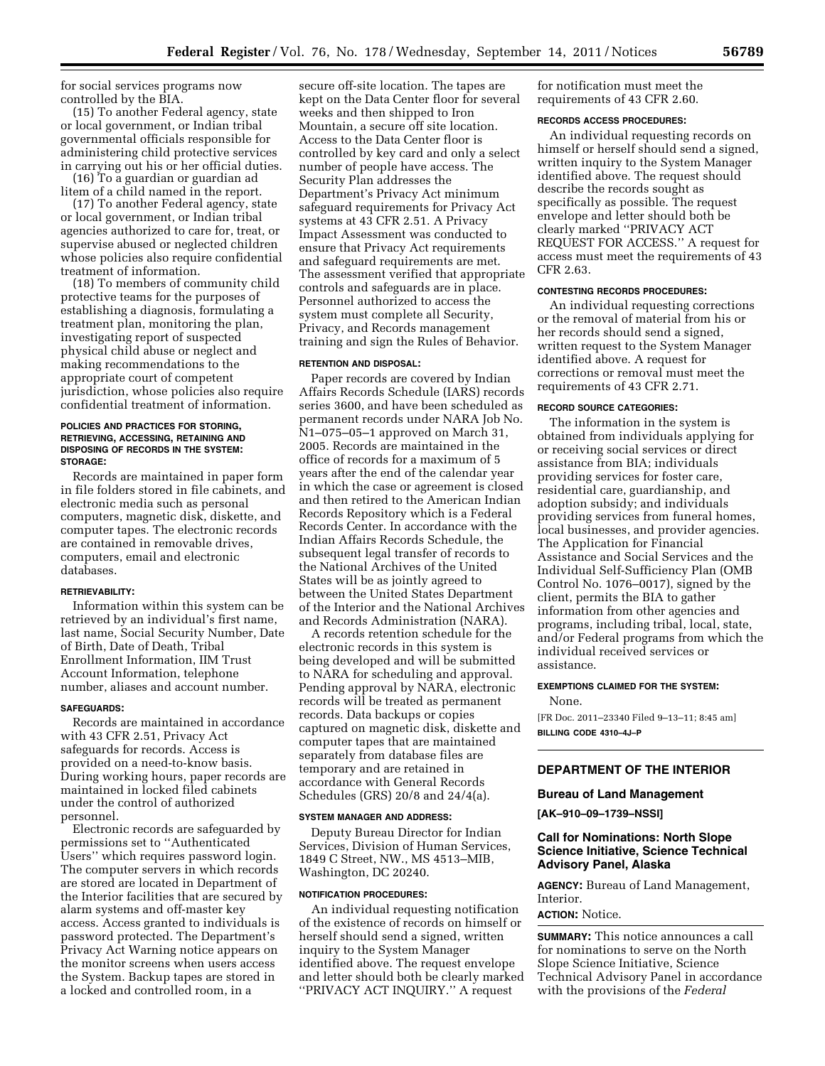for social services programs now controlled by the BIA.

(15) To another Federal agency, state or local government, or Indian tribal governmental officials responsible for administering child protective services in carrying out his or her official duties.

(16) To a guardian or guardian ad litem of a child named in the report.

(17) To another Federal agency, state or local government, or Indian tribal agencies authorized to care for, treat, or supervise abused or neglected children whose policies also require confidential treatment of information.

(18) To members of community child protective teams for the purposes of establishing a diagnosis, formulating a treatment plan, monitoring the plan, investigating report of suspected physical child abuse or neglect and making recommendations to the appropriate court of competent jurisdiction, whose policies also require confidential treatment of information.

#### POLICIES AND PRACTICES FOR STORING, RETRIEVING, ACCESSING, RETAINING AND DISPOSING OF RECORDS IN THE SYSTEM:

#### STORAGE:

Records are maintained in paper form in file folders stored in file cabinets, and electronic media such as personal computers, magnetic disk, diskette, and computer tapes. The electronic records are contained in removable drives, computers, email and electronic databases.

#### RETRIEVABILITY:

Information within this system can be retrieved by an individual's first name, last name, Social Security Number, Date of Birth, Date of Death, Tribal Enrollment Information, IIM Trust Account Information, telephone number, aliases and account number.

#### SAFEGUARDS:

Records are maintained in accordance with 43 CFR 2.51, Privacy Act safeguards for records. Access is provided on a need-to-know basis. During working hours, paper records are maintained in locked filed cabinets under the control of authorized personnel.

Electronic records are safeguarded by permissions set to ''Authenticated Users'' which requires password login. The computer servers in which records are stored are located in Department of the Interior facilities that are secured by alarm systems and off-master key access. Access granted to individuals is password protected. The Department's Privacy Act Warning notice appears on the monitor screens when users access the System. Backup tapes are stored in a locked and controlled room, in a secure off-site location. The tapes are kept on the Data Center floor for several weeks and then shipped to Iron Mountain, a secure off site location. Access to the Data Center floor is controlled by key card and only a select number of people have access. The Security Plan addresses the Department's Privacy Act minimum safeguard requirements for Privacy Act systems at 43 CFR 2.51. A Privacy Impact Assessment was conducted to ensure that Privacy Act requirements and safeguard requirements are met. The assessment verified that appropriate controls and safeguards are in place. Personnel authorized to access the system must complete all Security, Privacy, and Records management training and sign the Rules of Behavior.

#### RETENTION AND DISPOSAL:

Paper records are covered by Indian Affairs Records Schedule (IARS) records series 3600, and have been scheduled as permanent records under NARA Job No. N1–075–05–1 approved on March 31, 2005. Records are maintained in the office of records for a maximum of 5 years after the end of the calendar year in which the case or agreement is closed and then retired to the American Indian Records Repository which is a Federal Records Center. In accordance with the Indian Affairs Records Schedule, the subsequent legal transfer of records to the National Archives of the United States will be as jointly agreed to between the United States Department of the Interior and the National Archives and Records Administration (NARA).

A records retention schedule for the electronic records in this system is being developed and will be submitted to NARA for scheduling and approval. Pending approval by NARA, electronic records will be treated as permanent records. Data backups or copies captured on magnetic disk, diskette and computer tapes that are maintained separately from database files are temporary and are retained in accordance with General Records Schedules (GRS) 20/8 and 24/4(a).

#### SYSTEM MANAGER AND ADDRESS:

Deputy Bureau Director for Indian Services, Division of Human Services, 1849 C Street, NW., MS 4513–MIB, Washington, DC 20240.

#### NOTIFICATION PROCEDURES:

An individual requesting notification of the existence of records on himself or herself should send a signed, written inquiry to the System Manager identified above. The request envelope and letter should both be clearly marked ''PRIVACY ACT INQUIRY.'' A request for notification must meet the requirements of 43 CFR 2.60.

#### RECORDS ACCESS PROCEDURES:

An individual requesting records on himself or herself should send a signed, written inquiry to the System Manager identified above. The request should describe the records sought as specifically as possible. The request envelope and letter should both be clearly marked ''PRIVACY ACT REQUEST FOR ACCESS.'' A request for access must meet the requirements of 43 CFR 2.63.

#### CONTESTING RECORDS PROCEDURES:

An individual requesting corrections or the removal of material from his or her records should send a signed, written request to the System Manager identified above. A request for corrections or removal must meet the requirements of 43 CFR 2.71.

#### RECORD SOURCE CATEGORIES:

The information in the system is obtained from individuals applying for or receiving social services or direct assistance from BIA; individuals providing services for foster care, residential care, guardianship, and adoption subsidy; and individuals providing services from funeral homes, local businesses, and provider agencies. The Application for Financial Assistance and Social Services and the Individual Self-Sufficiency Plan (OMB Control No. 1076–0017), signed by the client, permits the BIA to gather information from other agencies and programs, including tribal, local, state, and/or Federal programs from which the individual received services or assistance.

#### EXEMPTIONS CLAIMED FOR THE SYSTEM:

None.

[FR Doc. 2011–23340 Filed 9–13–11; 8:45 am]

**BILLING CODE 4310–4J–P**

---

## DEPARTMENT OF THE INTERIOR

### Bureau of Land Management

**[AK–910–09–1739–NSSI]**

### Call for Nominations: North Slope Science Initiative, Science Technical Advisory Panel, Alaska

**AGENCY:** Bureau of Land Management, Interior.

**ACTION:** Notice.

**SUMMARY:** This notice announces a call for nominations to serve on the North Slope Science Initiative, Science Technical Advisory Panel in accordance with the provisions of the *Federal*